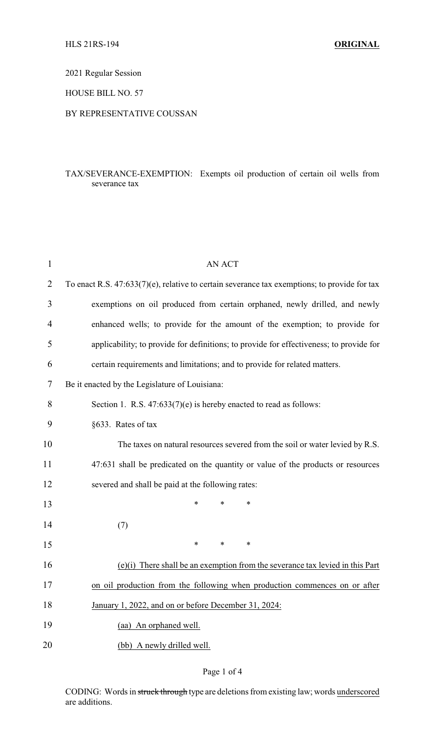HLS 21RS-194 **ORIGINAL**

2021 Regular Session

HOUSE BILL NO. 57

BY REPRESENTATIVE COUSSAN

TAX/SEVERANCE-EXEMPTION: Exempts oil production of certain oil wells from severance tax

AN ACT

To enact R.S. 47:633(7)(e), relative to certain severance tax exemptions; to provide for tax exemptions on oil produced from certain orphaned, newly drilled, and newly enhanced wells; to provide for the amount of the exemption; to provide for applicability; to provide for definitions; to provide for effectiveness; to provide for certain requirements and limitations; and to provide for related matters.

Be it enacted by the Legislature of Louisiana:

Section 1. R.S. 47:633(7)(e) is hereby enacted to read as follows:

§633. Rates of tax

The taxes on natural resources severed from the soil or water levied by R.S. 47:631 shall be predicated on the quantity or value of the products or resources severed and shall be paid at the following rates:

\* \* \*

(7)

\* \* \*

<u>(e)(i) There shall be an exemption from the severance tax levied in this Part on oil production from the following when production commences on or after January 1, 2022, and on or before December 31, 2024:</u>

<u>(aa) An orphaned well.</u>

<u>(bb) A newly drilled well.</u>

CODING: Words in ~~struck through~~ type are deletions from existing law; words <u>underscored</u> are additions.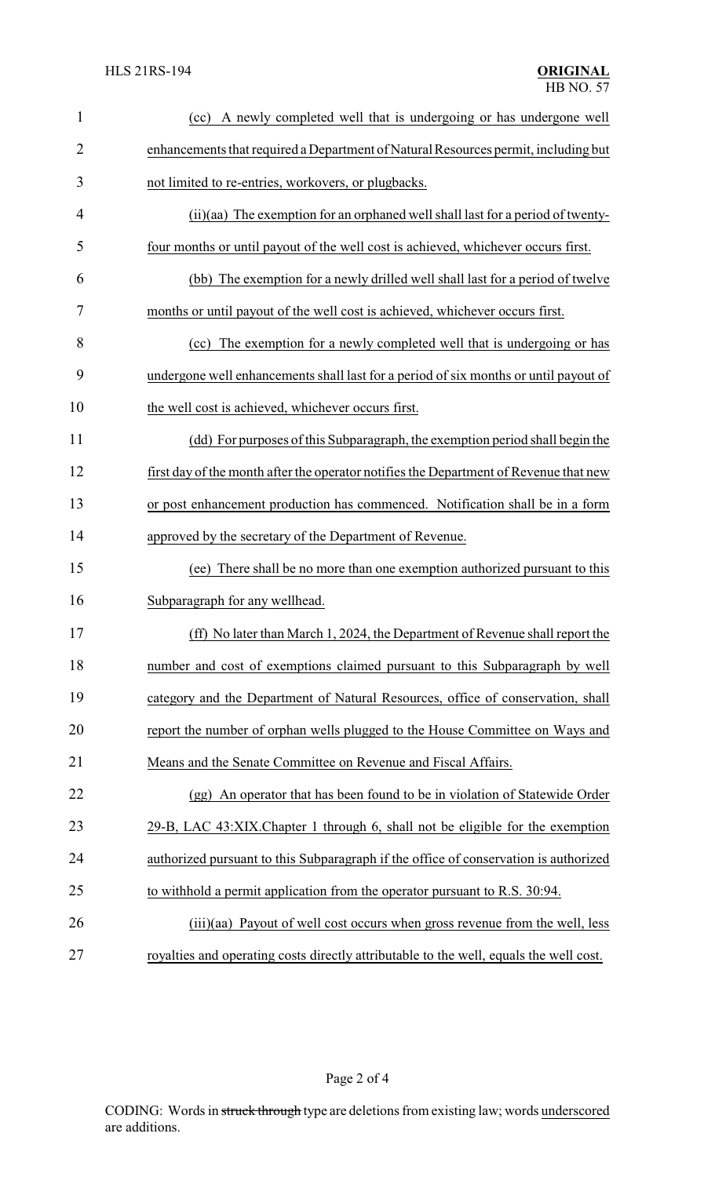(cc) A newly completed well that is undergoing or has undergone well enhancements that required a Department of Natural Resources permit, including but not limited to re-entries, workovers, or plugbacks.

(ii)(aa) The exemption for an orphaned well shall last for a period of twenty-four months or until payout of the well cost is achieved, whichever occurs first.

(bb) The exemption for a newly drilled well shall last for a period of twelve months or until payout of the well cost is achieved, whichever occurs first.

(cc) The exemption for a newly completed well that is undergoing or has undergone well enhancements shall last for a period of six months or until payout of the well cost is achieved, whichever occurs first.

(dd) For purposes of this Subparagraph, the exemption period shall begin the first day of the month after the operator notifies the Department of Revenue that new or post enhancement production has commenced. Notification shall be in a form approved by the secretary of the Department of Revenue.

(ee) There shall be no more than one exemption authorized pursuant to this Subparagraph for any wellhead.

(ff) No later than March 1, 2024, the Department of Revenue shall report the number and cost of exemptions claimed pursuant to this Subparagraph by well category and the Department of Natural Resources, office of conservation, shall report the number of orphan wells plugged to the House Committee on Ways and Means and the Senate Committee on Revenue and Fiscal Affairs.

(gg) An operator that has been found to be in violation of Statewide Order 29-B, LAC 43:XIX.Chapter 1 through 6, shall not be eligible for the exemption authorized pursuant to this Subparagraph if the office of conservation is authorized to withhold a permit application from the operator pursuant to R.S. 30:94.

(iii)(aa) Payout of well cost occurs when gross revenue from the well, less royalties and operating costs directly attributable to the well, equals the well cost.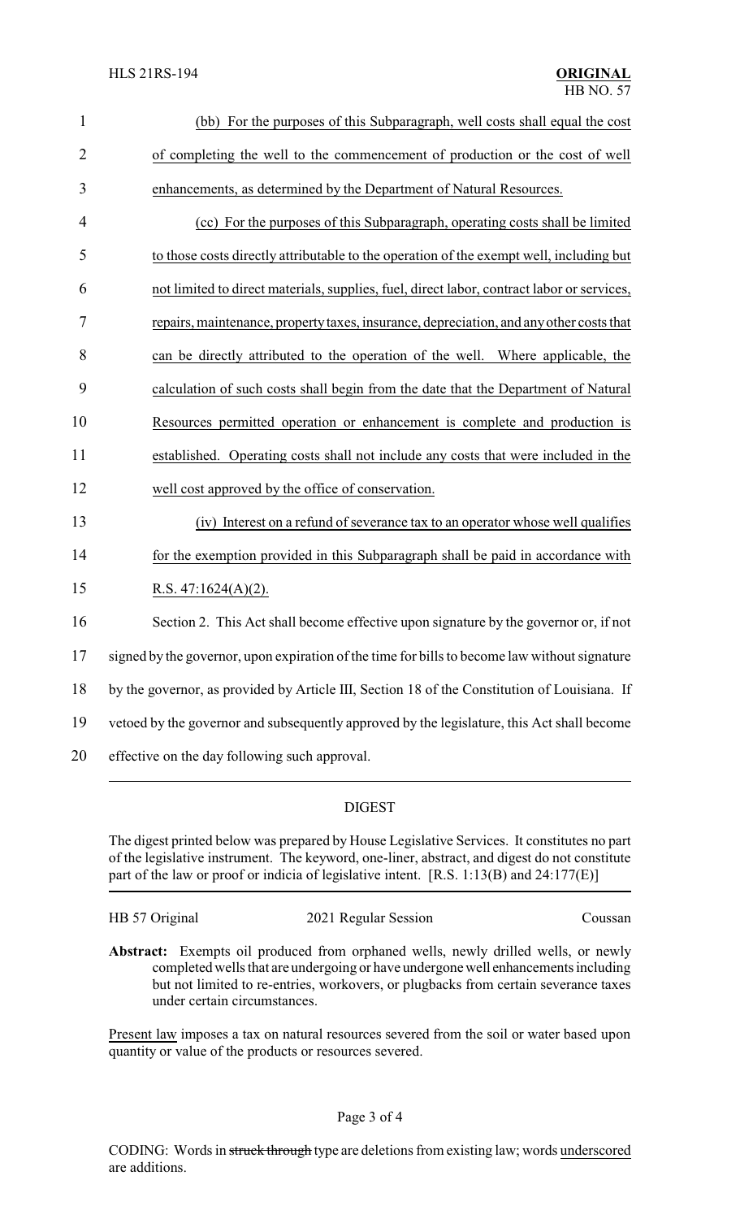(bb) For the purposes of this Subparagraph, well costs shall equal the cost of completing the well to the commencement of production or the cost of well enhancements, as determined by the Department of Natural Resources.

(cc) For the purposes of this Subparagraph, operating costs shall be limited to those costs directly attributable to the operation of the exempt well, including but not limited to direct materials, supplies, fuel, direct labor, contract labor or services, repairs, maintenance, property taxes, insurance, depreciation, and any other costs that can be directly attributed to the operation of the well. Where applicable, the calculation of such costs shall begin from the date that the Department of Natural Resources permitted operation or enhancement is complete and production is established. Operating costs shall not include any costs that were included in the well cost approved by the office of conservation.

(iv) Interest on a refund of severance tax to an operator whose well qualifies for the exemption provided in this Subparagraph shall be paid in accordance with R.S. 47:1624(A)(2).

Section 2. This Act shall become effective upon signature by the governor or, if not signed by the governor, upon expiration of the time for bills to become law without signature by the governor, as provided by Article III, Section 18 of the Constitution of Louisiana. If vetoed by the governor and subsequently approved by the legislature, this Act shall become effective on the day following such approval.

## DIGEST

The digest printed below was prepared by House Legislative Services. It constitutes no part of the legislative instrument. The keyword, one-liner, abstract, and digest do not constitute part of the law or proof or indicia of legislative intent. [R.S. 1:13(B) and 24:177(E)]

HB 57 Original | 2021 Regular Session | Coussan

**Abstract:** Exempts oil produced from orphaned wells, newly drilled wells, or newly completed wells that are undergoing or have undergone well enhancements including but not limited to re-entries, workovers, or plugbacks from certain severance taxes under certain circumstances.

Present law imposes a tax on natural resources severed from the soil or water based upon quantity or value of the products or resources severed.

CODING: Words in ~~struck through~~ type are deletions from existing law; words underscored are additions.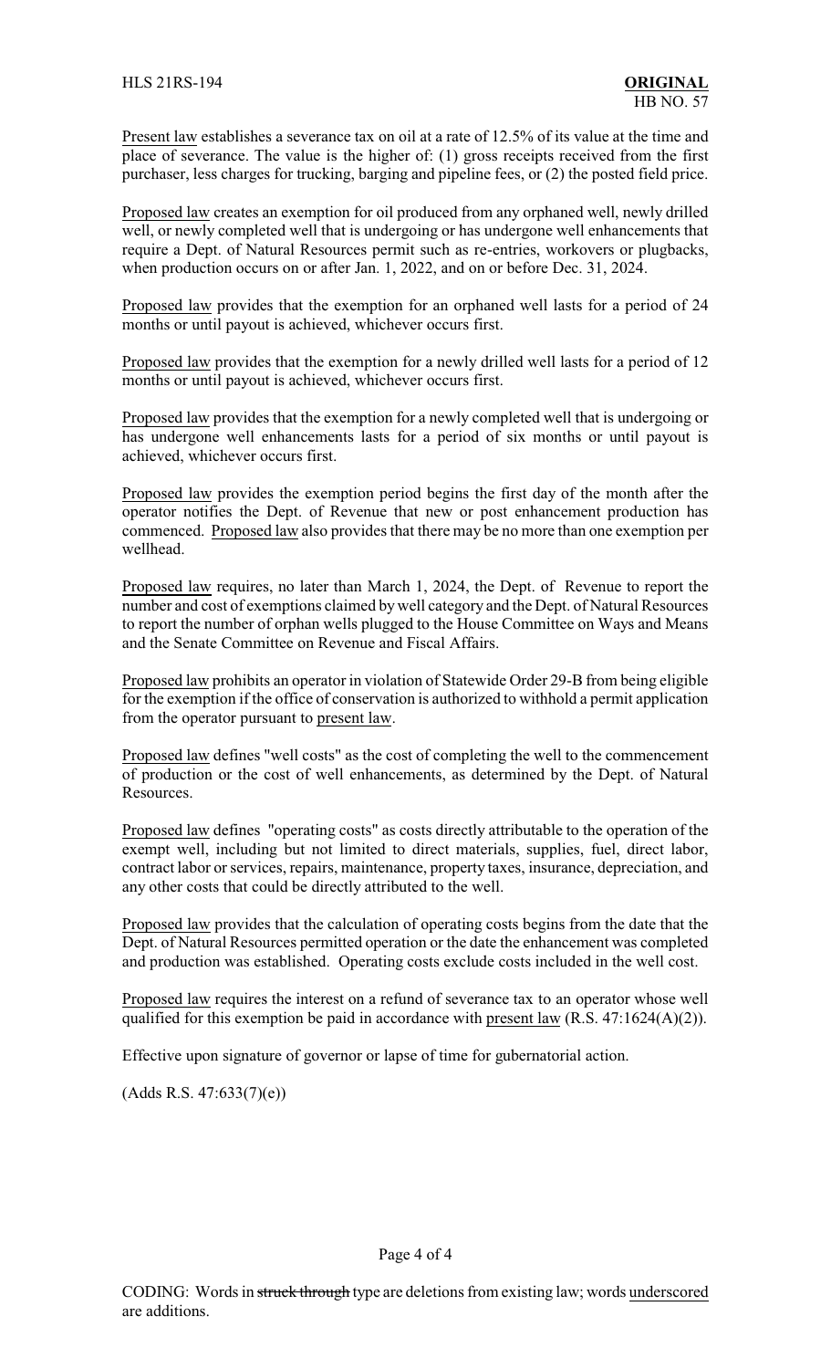Present law establishes a severance tax on oil at a rate of 12.5% of its value at the time and place of severance. The value is the higher of: (1) gross receipts received from the first purchaser, less charges for trucking, barging and pipeline fees, or (2) the posted field price.

Proposed law creates an exemption for oil produced from any orphaned well, newly drilled well, or newly completed well that is undergoing or has undergone well enhancements that require a Dept. of Natural Resources permit such as re-entries, workovers or plugbacks, when production occurs on or after Jan. 1, 2022, and on or before Dec. 31, 2024.

Proposed law provides that the exemption for an orphaned well lasts for a period of 24 months or until payout is achieved, whichever occurs first.

Proposed law provides that the exemption for a newly drilled well lasts for a period of 12 months or until payout is achieved, whichever occurs first.

Proposed law provides that the exemption for a newly completed well that is undergoing or has undergone well enhancements lasts for a period of six months or until payout is achieved, whichever occurs first.

Proposed law provides the exemption period begins the first day of the month after the operator notifies the Dept. of Revenue that new or post enhancement production has commenced. Proposed law also provides that there may be no more than one exemption per wellhead.

Proposed law requires, no later than March 1, 2024, the Dept. of Revenue to report the number and cost of exemptions claimed by well category and the Dept. of Natural Resources to report the number of orphan wells plugged to the House Committee on Ways and Means and the Senate Committee on Revenue and Fiscal Affairs.

Proposed law prohibits an operator in violation of Statewide Order 29-B from being eligible for the exemption if the office of conservation is authorized to withhold a permit application from the operator pursuant to present law.

Proposed law defines "well costs" as the cost of completing the well to the commencement of production or the cost of well enhancements, as determined by the Dept. of Natural Resources.

Proposed law defines "operating costs" as costs directly attributable to the operation of the exempt well, including but not limited to direct materials, supplies, fuel, direct labor, contract labor or services, repairs, maintenance, property taxes, insurance, depreciation, and any other costs that could be directly attributed to the well.

Proposed law provides that the calculation of operating costs begins from the date that the Dept. of Natural Resources permitted operation or the date the enhancement was completed and production was established. Operating costs exclude costs included in the well cost.

Proposed law requires the interest on a refund of severance tax to an operator whose well qualified for this exemption be paid in accordance with present law (R.S. 47:1624(A)(2)).

Effective upon signature of governor or lapse of time for gubernatorial action.

(Adds R.S. 47:633(7)(e))